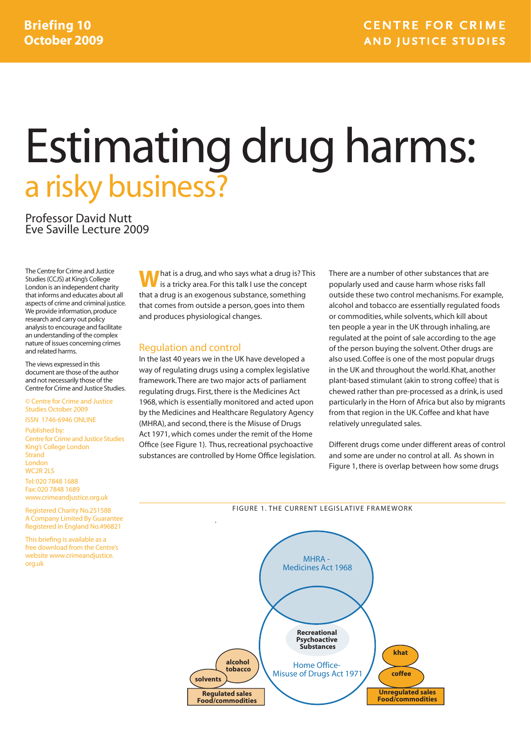Briefing 10
October 2009

CENTRE FOR CRIME AND JUSTICE STUDIES

# Estimating drug harms: a risky business?

Professor David Nutt
Eve Saville Lecture 2009

The Centre for Crime and Justice Studies (CCJS) at King's College London is an independent charity that informs and educates about all aspects of crime and criminal justice. We provide information, produce research and carry out policy analysis to encourage and facilitate an understanding of the complex nature of issues concerning crimes and related harms.

The views expressed in this document are those of the author and not necessarily those of the Centre for Crime and Justice Studies.

© Centre for Crime and Justice Studies October 2009

ISSN 1746-6946 ONLINE

Published by:
Centre for Crime and Justice Studies
King's College London
Strand
London
WC2R 2LS

Tel: 020 7848 1688
Fax: 020 7848 1689
www.crimeandjustice.org.uk

Registered Charity No.251588
A Company Limited By Guarantee
Registered in England No.496821

This briefing is available as a free download from the Centre's website www.crimeandjustice.org.uk

What is a drug, and who says what a drug is? This is a tricky area. For this talk I use the concept that a drug is an exogenous substance, something that comes from outside a person, goes into them and produces physiological changes.

## Regulation and control

In the last 40 years we in the UK have developed a way of regulating drugs using a complex legislative framework. There are two major acts of parliament regulating drugs. First, there is the Medicines Act 1968, which is essentially monitored and acted upon by the Medicines and Healthcare Regulatory Agency (MHRA), and second, there is the Misuse of Drugs Act 1971, which comes under the remit of the Home Office (see Figure 1). Thus, recreational psychoactive substances are controlled by Home Office legislation.

There are a number of other substances that are popularly used and cause harm whose risks fall outside these two control mechanisms. For example, alcohol and tobacco are essentially regulated foods or commodities, while solvents, which kill about ten people a year in the UK through inhaling, are regulated at the point of sale according to the age of the person buying the solvent. Other drugs are also used. Coffee is one of the most popular drugs in the UK and throughout the world. Khat, another plant-based stimulant (akin to strong coffee) that is chewed rather than pre-processed as a drink, is used particularly in the Horn of Africa but also by migrants from that region in the UK. Coffee and khat have relatively unregulated sales.

Different drugs come under different areas of control and some are under no control at all. As shown in Figure 1, there is overlap between how some drugs

FIGURE 1. THE CURRENT LEGISLATIVE FRAMEWORK

MHRA - Medicines Act 1968

Recreational Psychoactive Substances

Home Office- Misuse of Drugs Act 1971

alcohol tobacco

solvents

Regulated sales Food/commodities

khat

coffee

Unregulated sales Food/commodities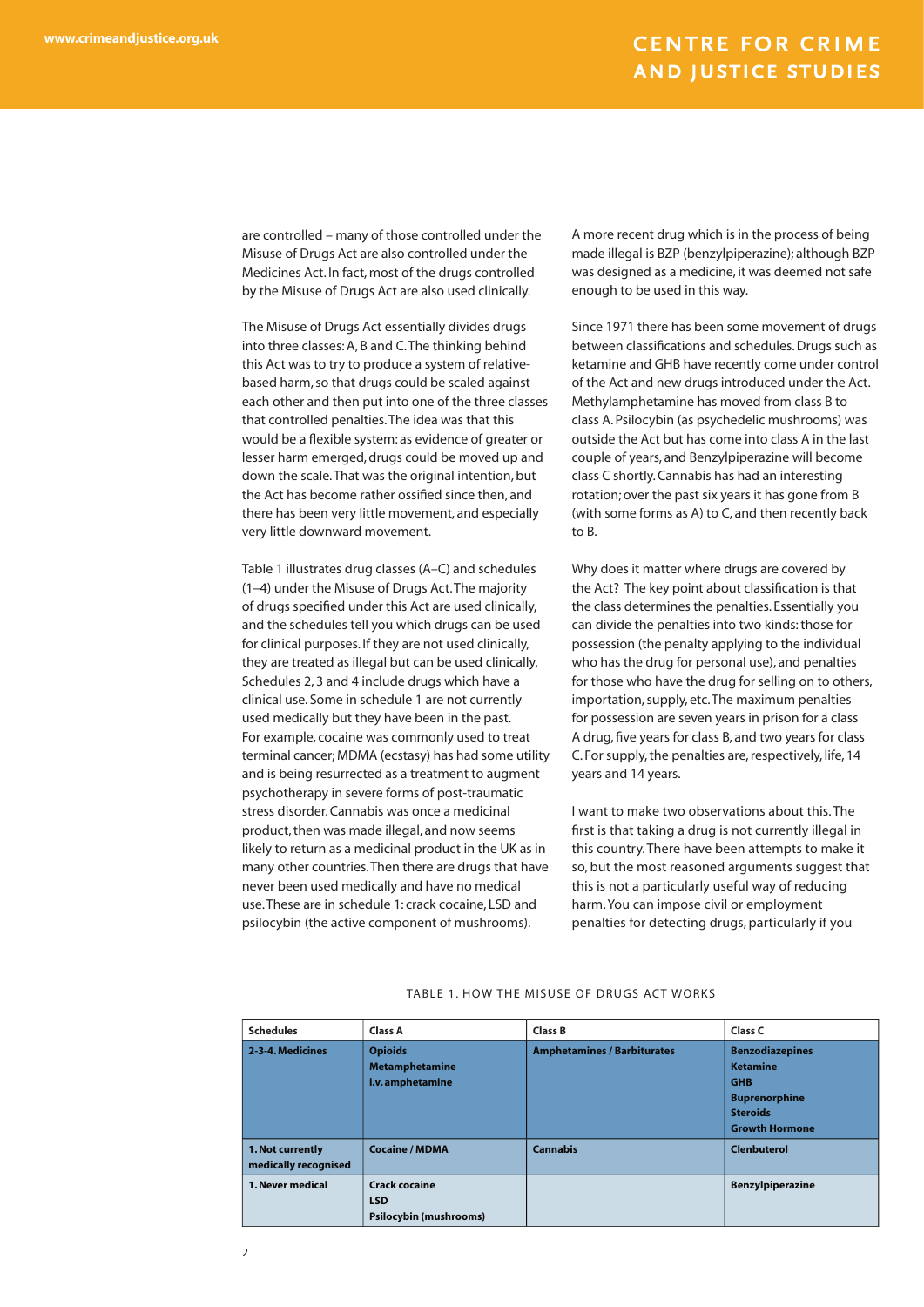are controlled – many of those controlled under the Misuse of Drugs Act are also controlled under the Medicines Act. In fact, most of the drugs controlled by the Misuse of Drugs Act are also used clinically.

The Misuse of Drugs Act essentially divides drugs into three classes: A, B and C. The thinking behind this Act was to try to produce a system of relative-based harm, so that drugs could be scaled against each other and then put into one of the three classes that controlled penalties. The idea was that this would be a flexible system: as evidence of greater or lesser harm emerged, drugs could be moved up and down the scale. That was the original intention, but the Act has become rather ossified since then, and there has been very little movement, and especially very little downward movement.

Table 1 illustrates drug classes (A–C) and schedules (1–4) under the Misuse of Drugs Act. The majority of drugs specified under this Act are used clinically, and the schedules tell you which drugs can be used for clinical purposes. If they are not used clinically, they are treated as illegal but can be used clinically. Schedules 2, 3 and 4 include drugs which have a clinical use. Some in schedule 1 are not currently used medically but they have been in the past. For example, cocaine was commonly used to treat terminal cancer; MDMA (ecstasy) has had some utility and is being resurrected as a treatment to augment psychotherapy in severe forms of post-traumatic stress disorder. Cannabis was once a medicinal product, then was made illegal, and now seems likely to return as a medicinal product in the UK as in many other countries. Then there are drugs that have never been used medically and have no medical use. These are in schedule 1: crack cocaine, LSD and psilocybin (the active component of mushrooms).

A more recent drug which is in the process of being made illegal is BZP (benzylpiperazine); although BZP was designed as a medicine, it was deemed not safe enough to be used in this way.

Since 1971 there has been some movement of drugs between classifications and schedules. Drugs such as ketamine and GHB have recently come under control of the Act and new drugs introduced under the Act. Methylamphetamine has moved from class B to class A. Psilocybin (as psychedelic mushrooms) was outside the Act but has come into class A in the last couple of years, and Benzylpiperazine will become class C shortly. Cannabis has had an interesting rotation; over the past six years it has gone from B (with some forms as A) to C, and then recently back to B.

Why does it matter where drugs are covered by the Act? The key point about classification is that the class determines the penalties. Essentially you can divide the penalties into two kinds: those for possession (the penalty applying to the individual who has the drug for personal use), and penalties for those who have the drug for selling on to others, importation, supply, etc. The maximum penalties for possession are seven years in prison for a class A drug, five years for class B, and two years for class C. For supply, the penalties are, respectively, life, 14 years and 14 years.

I want to make two observations about this. The first is that taking a drug is not currently illegal in this country. There have been attempts to make it so, but the most reasoned arguments suggest that this is not a particularly useful way of reducing harm. You can impose civil or employment penalties for detecting drugs, particularly if you

TABLE 1. HOW THE MISUSE OF DRUGS ACT WORKS

| Schedules | Class A | Class B | Class C |
|---|---|---|---|
| **2-3-4. Medicines** | **Opioids**<br>**Metamphetamine**<br>**i.v. amphetamine** | **Amphetamines / Barbiturates** | **Benzodiazepines**<br>**Ketamine**<br>**GHB**<br>**Buprenorphine**<br>**Steroids**<br>**Growth Hormone** |
| **1. Not currently medically recognised** | **Cocaine / MDMA** | **Cannabis** | **Clenbuterol** |
| **1. Never medical** | **Crack cocaine**<br>**LSD**<br>**Psilocybin (mushrooms)** | | **Benzylpiperazine** |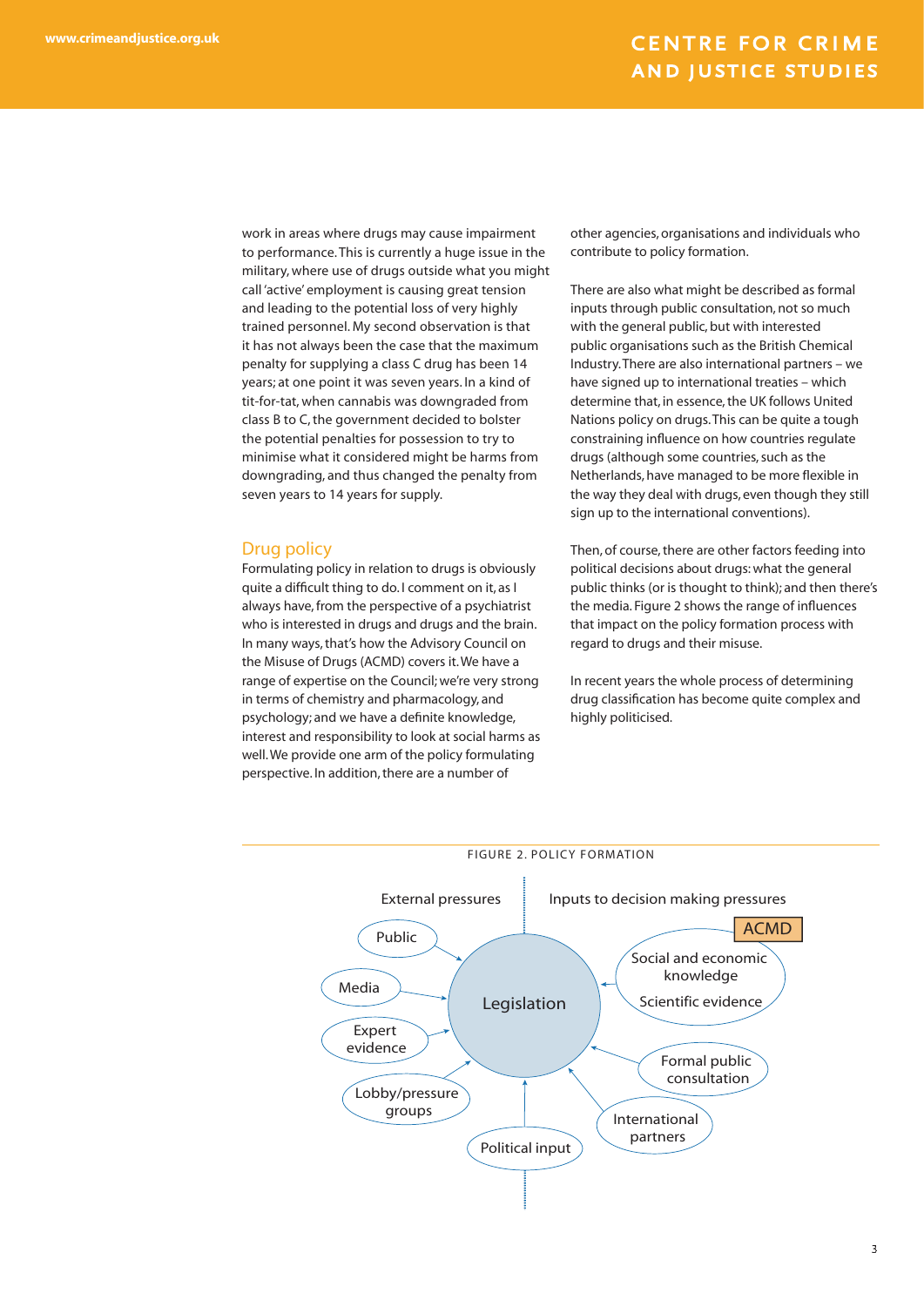work in areas where drugs may cause impairment to performance. This is currently a huge issue in the military, where use of drugs outside what you might call 'active' employment is causing great tension and leading to the potential loss of very highly trained personnel. My second observation is that it has not always been the case that the maximum penalty for supplying a class C drug has been 14 years; at one point it was seven years. In a kind of tit-for-tat, when cannabis was downgraded from class B to C, the government decided to bolster the potential penalties for possession to try to minimise what it considered might be harms from downgrading, and thus changed the penalty from seven years to 14 years for supply.

## Drug policy

Formulating policy in relation to drugs is obviously quite a difficult thing to do. I comment on it, as I always have, from the perspective of a psychiatrist who is interested in drugs and drugs and the brain. In many ways, that's how the Advisory Council on the Misuse of Drugs (ACMD) covers it. We have a range of expertise on the Council; we're very strong in terms of chemistry and pharmacology, and psychology; and we have a definite knowledge, interest and responsibility to look at social harms as well. We provide one arm of the policy formulating perspective. In addition, there are a number of other agencies, organisations and individuals who contribute to policy formation.

There are also what might be described as formal inputs through public consultation, not so much with the general public, but with interested public organisations such as the British Chemical Industry. There are also international partners – we have signed up to international treaties – which determine that, in essence, the UK follows United Nations policy on drugs. This can be quite a tough constraining influence on how countries regulate drugs (although some countries, such as the Netherlands, have managed to be more flexible in the way they deal with drugs, even though they still sign up to the international conventions).

Then, of course, there are other factors feeding into political decisions about drugs: what the general public thinks (or is thought to think); and then there's the media. Figure 2 shows the range of influences that impact on the policy formation process with regard to drugs and their misuse.

In recent years the whole process of determining drug classification has become quite complex and highly politicised.

FIGURE 2. POLICY FORMATION

External pressures: Public; Media; Expert evidence; Lobby/pressure groups → Legislation

Inputs to decision making pressures: ACMD (Social and economic knowledge; Scientific evidence); Formal public consultation; International partners → Legislation

Political input → Legislation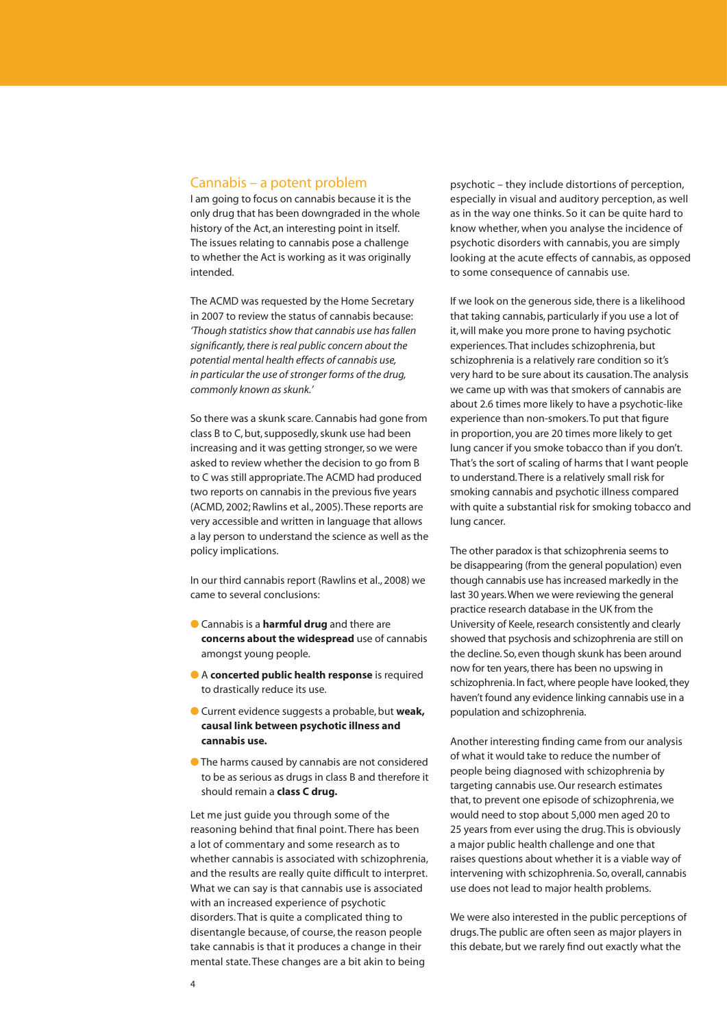## Cannabis – a potent problem

I am going to focus on cannabis because it is the only drug that has been downgraded in the whole history of the Act, an interesting point in itself. The issues relating to cannabis pose a challenge to whether the Act is working as it was originally intended.

The ACMD was requested by the Home Secretary in 2007 to review the status of cannabis because: *'Though statistics show that cannabis use has fallen significantly, there is real public concern about the potential mental health effects of cannabis use, in particular the use of stronger forms of the drug, commonly known as skunk.'*

So there was a skunk scare. Cannabis had gone from class B to C, but, supposedly, skunk use had been increasing and it was getting stronger, so we were asked to review whether the decision to go from B to C was still appropriate. The ACMD had produced two reports on cannabis in the previous five years (ACMD, 2002; Rawlins et al., 2005). These reports are very accessible and written in language that allows a lay person to understand the science as well as the policy implications.

In our third cannabis report (Rawlins et al., 2008) we came to several conclusions:

- Cannabis is a **harmful drug** and there are **concerns about the widespread** use of cannabis amongst young people.
- A **concerted public health response** is required to drastically reduce its use.
- Current evidence suggests a probable, but **weak, causal link between psychotic illness and cannabis use.**
- The harms caused by cannabis are not considered to be as serious as drugs in class B and therefore it should remain a **class C drug.**

Let me just guide you through some of the reasoning behind that final point. There has been a lot of commentary and some research as to whether cannabis is associated with schizophrenia, and the results are really quite difficult to interpret. What we can say is that cannabis use is associated with an increased experience of psychotic disorders. That is quite a complicated thing to disentangle because, of course, the reason people take cannabis is that it produces a change in their mental state. These changes are a bit akin to being psychotic – they include distortions of perception, especially in visual and auditory perception, as well as in the way one thinks. So it can be quite hard to know whether, when you analyse the incidence of psychotic disorders with cannabis, you are simply looking at the acute effects of cannabis, as opposed to some consequence of cannabis use.

If we look on the generous side, there is a likelihood that taking cannabis, particularly if you use a lot of it, will make you more prone to having psychotic experiences. That includes schizophrenia, but schizophrenia is a relatively rare condition so it's very hard to be sure about its causation. The analysis we came up with was that smokers of cannabis are about 2.6 times more likely to have a psychotic-like experience than non-smokers. To put that figure in proportion, you are 20 times more likely to get lung cancer if you smoke tobacco than if you don't. That's the sort of scaling of harms that I want people to understand. There is a relatively small risk for smoking cannabis and psychotic illness compared with quite a substantial risk for smoking tobacco and lung cancer.

The other paradox is that schizophrenia seems to be disappearing (from the general population) even though cannabis use has increased markedly in the last 30 years. When we were reviewing the general practice research database in the UK from the University of Keele, research consistently and clearly showed that psychosis and schizophrenia are still on the decline. So, even though skunk has been around now for ten years, there has been no upswing in schizophrenia. In fact, where people have looked, they haven't found any evidence linking cannabis use in a population and schizophrenia.

Another interesting finding came from our analysis of what it would take to reduce the number of people being diagnosed with schizophrenia by targeting cannabis use. Our research estimates that, to prevent one episode of schizophrenia, we would need to stop about 5,000 men aged 20 to 25 years from ever using the drug. This is obviously a major public health challenge and one that raises questions about whether it is a viable way of intervening with schizophrenia. So, overall, cannabis use does not lead to major health problems.

We were also interested in the public perceptions of drugs. The public are often seen as major players in this debate, but we rarely find out exactly what the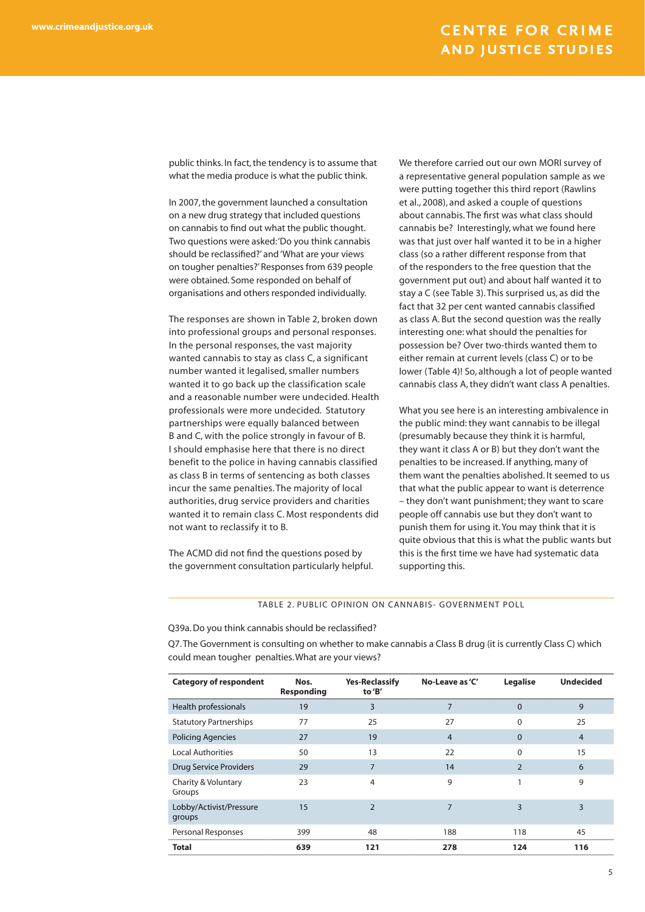public thinks. In fact, the tendency is to assume that what the media produce is what the public think.

In 2007, the government launched a consultation on a new drug strategy that included questions on cannabis to find out what the public thought. Two questions were asked: 'Do you think cannabis should be reclassified?' and 'What are your views on tougher penalties?' Responses from 639 people were obtained. Some responded on behalf of organisations and others responded individually.

The responses are shown in Table 2, broken down into professional groups and personal responses. In the personal responses, the vast majority wanted cannabis to stay as class C, a significant number wanted it legalised, smaller numbers wanted it to go back up the classification scale and a reasonable number were undecided. Health professionals were more undecided. Statutory partnerships were equally balanced between B and C, with the police strongly in favour of B. I should emphasise here that there is no direct benefit to the police in having cannabis classified as class B in terms of sentencing as both classes incur the same penalties. The majority of local authorities, drug service providers and charities wanted it to remain class C. Most respondents did not want to reclassify it to B.

The ACMD did not find the questions posed by the government consultation particularly helpful.

We therefore carried out our own MORI survey of a representative general population sample as we were putting together this third report (Rawlins et al., 2008), and asked a couple of questions about cannabis. The first was what class should cannabis be? Interestingly, what we found here was that just over half wanted it to be in a higher class (so a rather different response from that of the responders to the free question that the government put out) and about half wanted it to stay a C (see Table 3). This surprised us, as did the fact that 32 per cent wanted cannabis classified as class A. But the second question was the really interesting one: what should the penalties for possession be? Over two-thirds wanted them to either remain at current levels (class C) or to be lower (Table 4)! So, although a lot of people wanted cannabis class A, they didn't want class A penalties.

What you see here is an interesting ambivalence in the public mind: they want cannabis to be illegal (presumably because they think it is harmful, they want it class A or B) but they don't want the penalties to be increased. If anything, many of them want the penalties abolished. It seemed to us that what the public appear to want is deterrence – they don't want punishment; they want to scare people off cannabis use but they don't want to punish them for using it. You may think that it is quite obvious that this is what the public wants but this is the first time we have had systematic data supporting this.

TABLE 2. PUBLIC OPINION ON CANNABIS- GOVERNMENT POLL

Q39a. Do you think cannabis should be reclassified?

Q7. The Government is consulting on whether to make cannabis a Class B drug (it is currently Class C) which could mean tougher penalties. What are your views?

| Category of respondent | Nos. Responding | Yes-Reclassify to 'B' | No-Leave as 'C' | Legalise | Undecided |
|---|---|---|---|---|---|
| Health professionals | 19 | 3 | 7 | 0 | 9 |
| Statutory Partnerships | 77 | 25 | 27 | 0 | 25 |
| Policing Agencies | 27 | 19 | 4 | 0 | 4 |
| Local Authorities | 50 | 13 | 22 | 0 | 15 |
| Drug Service Providers | 29 | 7 | 14 | 2 | 6 |
| Charity & Voluntary Groups | 23 | 4 | 9 | 1 | 9 |
| Lobby/Activist/Pressure groups | 15 | 2 | 7 | 3 | 3 |
| Personal Responses | 399 | 48 | 188 | 118 | 45 |
| **Total** | **639** | **121** | **278** | **124** | **116** |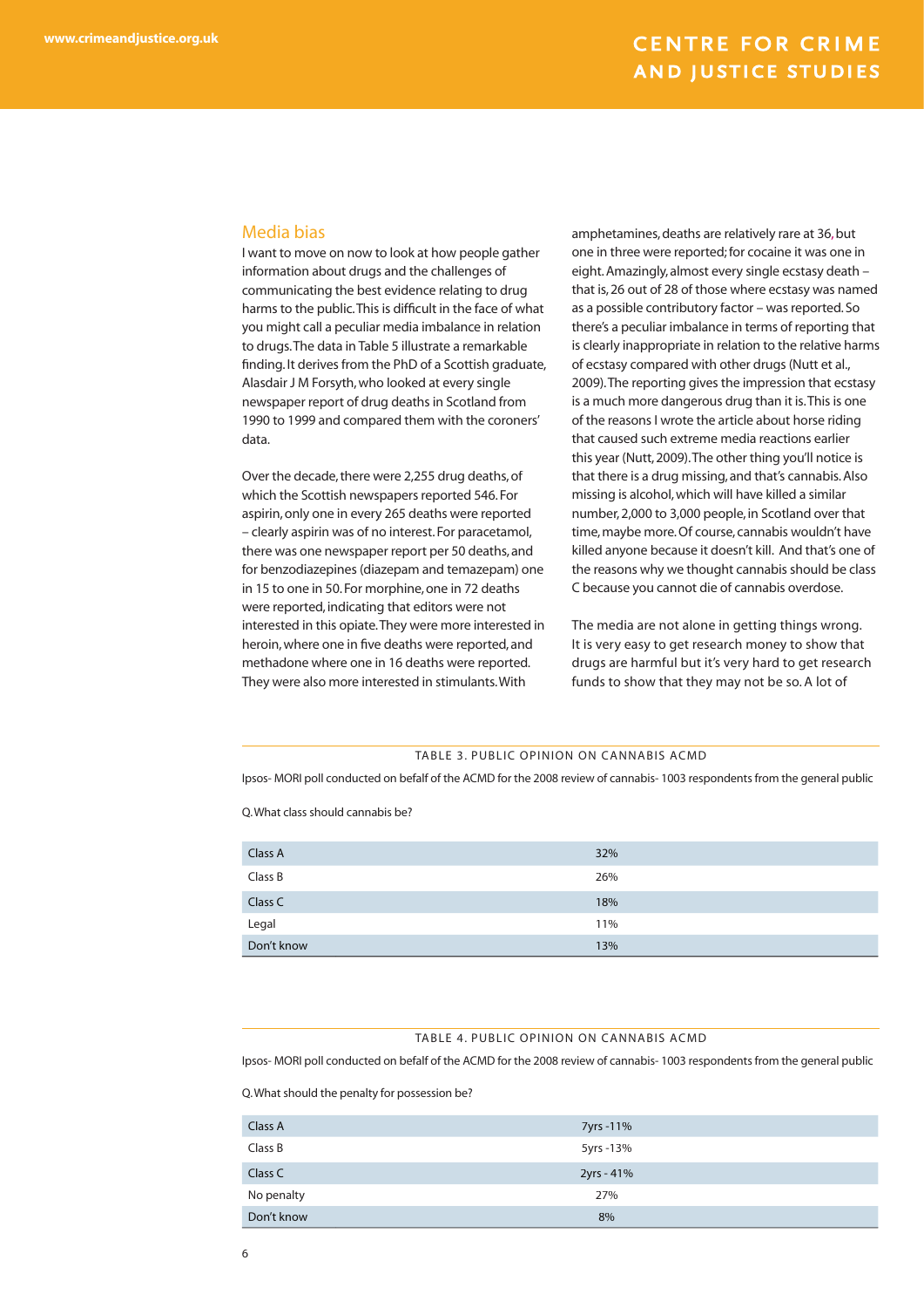## Media bias

I want to move on now to look at how people gather information about drugs and the challenges of communicating the best evidence relating to drug harms to the public. This is difficult in the face of what you might call a peculiar media imbalance in relation to drugs. The data in Table 5 illustrate a remarkable finding. It derives from the PhD of a Scottish graduate, Alasdair J M Forsyth, who looked at every single newspaper report of drug deaths in Scotland from 1990 to 1999 and compared them with the coroners' data.

Over the decade, there were 2,255 drug deaths, of which the Scottish newspapers reported 546. For aspirin, only one in every 265 deaths were reported – clearly aspirin was of no interest. For paracetamol, there was one newspaper report per 50 deaths, and for benzodiazepines (diazepam and temazepam) one in 15 to one in 50. For morphine, one in 72 deaths were reported, indicating that editors were not interested in this opiate. They were more interested in heroin, where one in five deaths were reported, and methadone where one in 16 deaths were reported. They were also more interested in stimulants. With amphetamines, deaths are relatively rare at 36, but one in three were reported; for cocaine it was one in eight. Amazingly, almost every single ecstasy death – that is, 26 out of 28 of those where ecstasy was named as a possible contributory factor – was reported. So there's a peculiar imbalance in terms of reporting that is clearly inappropriate in relation to the relative harms of ecstasy compared with other drugs (Nutt et al., 2009). The reporting gives the impression that ecstasy is a much more dangerous drug than it is. This is one of the reasons I wrote the article about horse riding that caused such extreme media reactions earlier this year (Nutt, 2009). The other thing you'll notice is that there is a drug missing, and that's cannabis. Also missing is alcohol, which will have killed a similar number, 2,000 to 3,000 people, in Scotland over that time, maybe more. Of course, cannabis wouldn't have killed anyone because it doesn't kill. And that's one of the reasons why we thought cannabis should be class C because you cannot die of cannabis overdose.

The media are not alone in getting things wrong. It is very easy to get research money to show that drugs are harmful but it's very hard to get research funds to show that they may not be so. A lot of

TABLE 3. PUBLIC OPINION ON CANNABIS ACMD

Ipsos- MORI poll conducted on befalf of the ACMD for the 2008 review of cannabis- 1003 respondents from the general public

Q. What class should cannabis be?

| | |
|---|---|
| Class A | 32% |
| Class B | 26% |
| Class C | 18% |
| Legal | 11% |
| Don't know | 13% |

TABLE 4. PUBLIC OPINION ON CANNABIS ACMD

Ipsos- MORI poll conducted on befalf of the ACMD for the 2008 review of cannabis- 1003 respondents from the general public

Q. What should the penalty for possession be?

| | |
|---|---|
| Class A | 7yrs -11% |
| Class B | 5yrs -13% |
| Class C | 2yrs - 41% |
| No penalty | 27% |
| Don't know | 8% |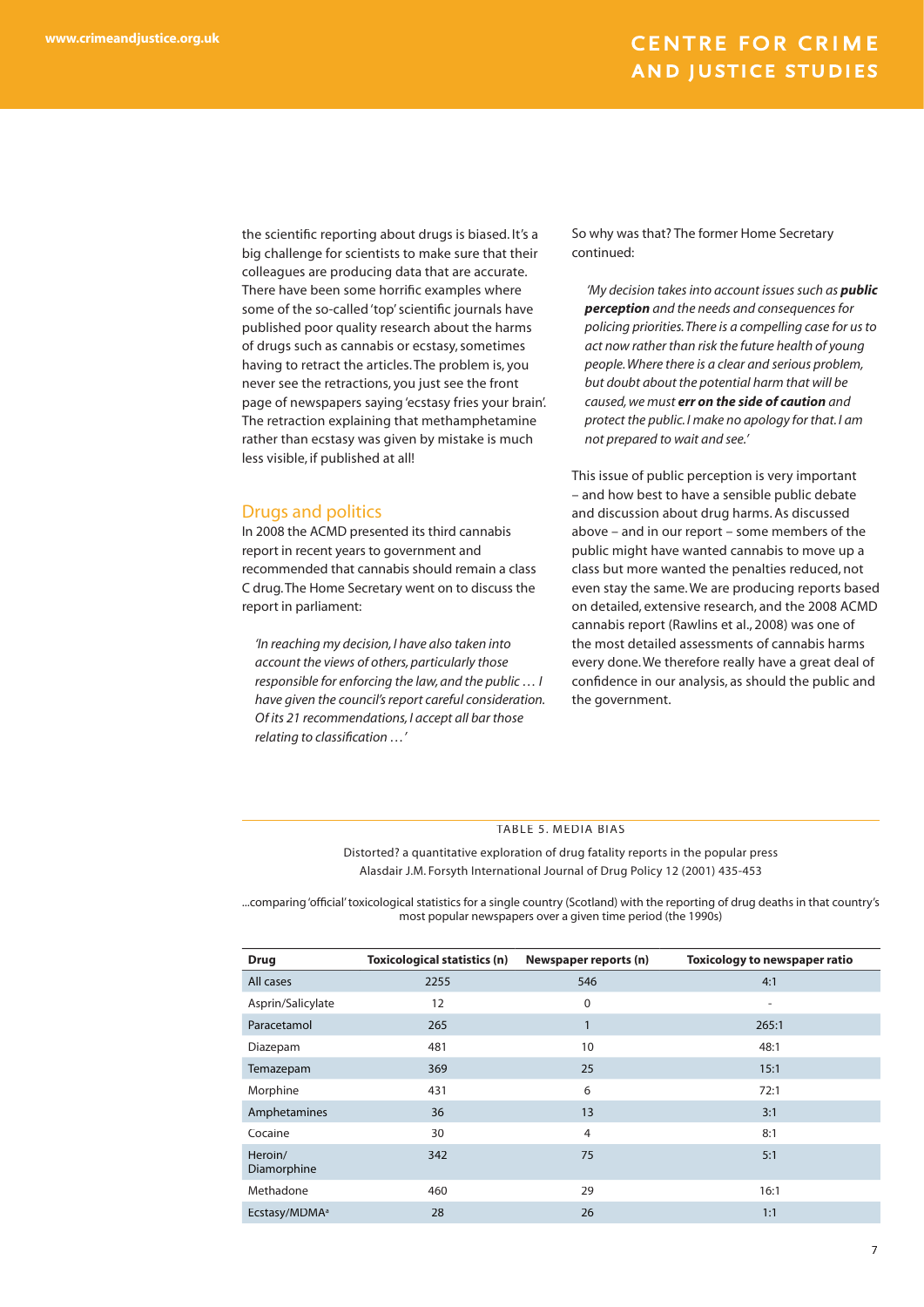the scientific reporting about drugs is biased. It's a big challenge for scientists to make sure that their colleagues are producing data that are accurate. There have been some horrific examples where some of the so-called 'top' scientific journals have published poor quality research about the harms of drugs such as cannabis or ecstasy, sometimes having to retract the articles. The problem is, you never see the retractions, you just see the front page of newspapers saying 'ecstasy fries your brain'. The retraction explaining that methamphetamine rather than ecstasy was given by mistake is much less visible, if published at all!

## Drugs and politics

In 2008 the ACMD presented its third cannabis report in recent years to government and recommended that cannabis should remain a class C drug. The Home Secretary went on to discuss the report in parliament:

> *'In reaching my decision, I have also taken into account the views of others, particularly those responsible for enforcing the law, and the public … I have given the council's report careful consideration. Of its 21 recommendations, I accept all bar those relating to classification …'*

So why was that? The former Home Secretary continued:

> *'My decision takes into account issues such as **public perception** and the needs and consequences for policing priorities. There is a compelling case for us to act now rather than risk the future health of young people. Where there is a clear and serious problem, but doubt about the potential harm that will be caused, we must **err on the side of caution** and protect the public. I make no apology for that. I am not prepared to wait and see.'*

This issue of public perception is very important – and how best to have a sensible public debate and discussion about drug harms. As discussed above – and in our report – some members of the public might have wanted cannabis to move up a class but more wanted the penalties reduced, not even stay the same. We are producing reports based on detailed, extensive research, and the 2008 ACMD cannabis report (Rawlins et al., 2008) was one of the most detailed assessments of cannabis harms every done. We therefore really have a great deal of confidence in our analysis, as should the public and the government.

TABLE 5. MEDIA BIAS

Distorted? a quantitative exploration of drug fatality reports in the popular press
Alasdair J.M. Forsyth International Journal of Drug Policy 12 (2001) 435-453

...comparing 'official' toxicological statistics for a single country (Scotland) with the reporting of drug deaths in that country's most popular newspapers over a given time period (the 1990s)

| Drug | Toxicological statistics (n) | Newspaper reports (n) | Toxicology to newspaper ratio |
|---|---|---|---|
| All cases | 2255 | 546 | 4:1 |
| Asprin/Salicylate | 12 | 0 | - |
| Paracetamol | 265 | 1 | 265:1 |
| Diazepam | 481 | 10 | 48:1 |
| Temazepam | 369 | 25 | 15:1 |
| Morphine | 431 | 6 | 72:1 |
| Amphetamines | 36 | 13 | 3:1 |
| Cocaine | 30 | 4 | 8:1 |
| Heroin/ Diamorphine | 342 | 75 | 5:1 |
| Methadone | 460 | 29 | 16:1 |
| Ecstasy/MDMA[a] | 28 | 26 | 1:1 |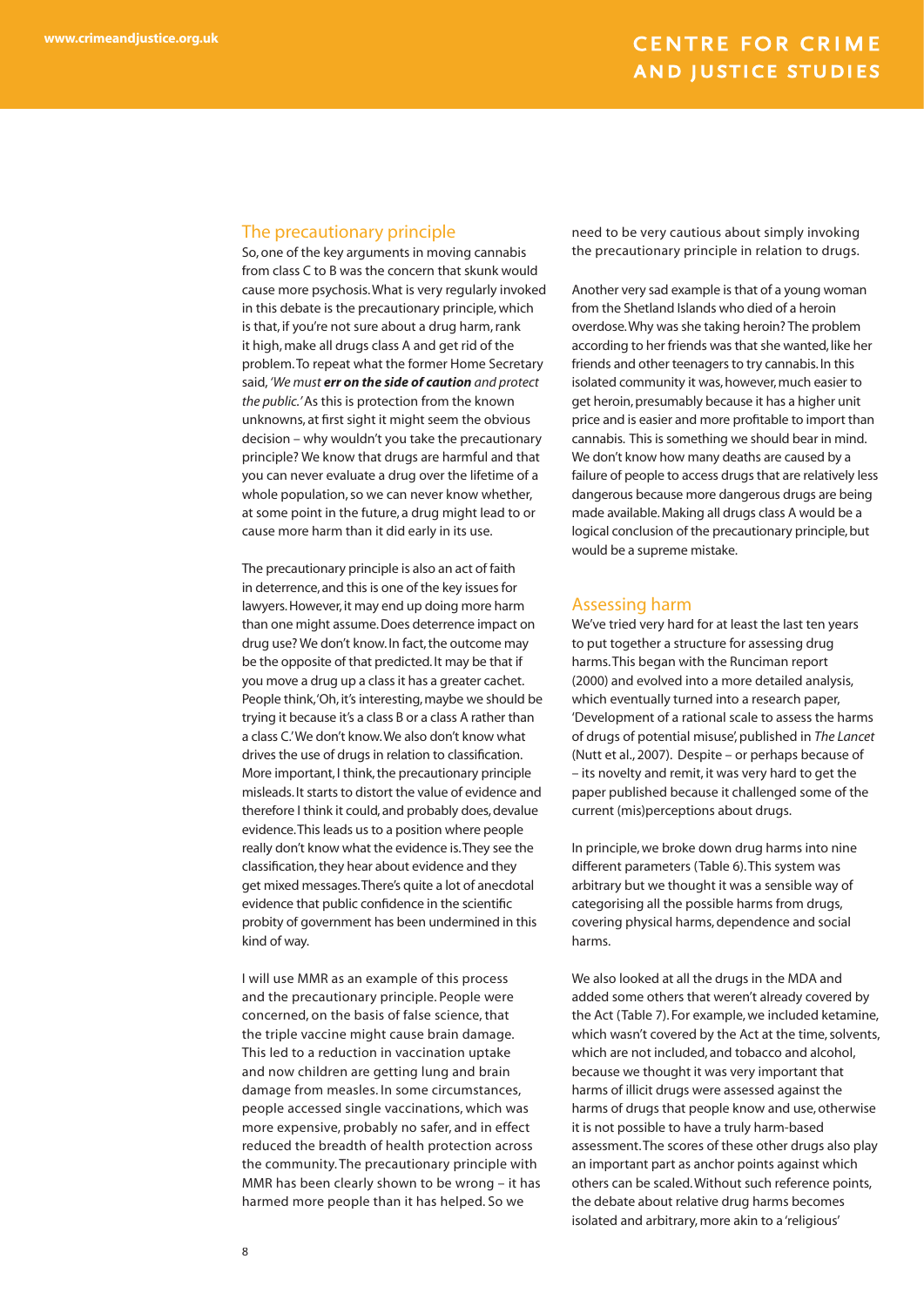## The precautionary principle

So, one of the key arguments in moving cannabis from class C to B was the concern that skunk would cause more psychosis. What is very regularly invoked in this debate is the precautionary principle, which is that, if you're not sure about a drug harm, rank it high, make all drugs class A and get rid of the problem. To repeat what the former Home Secretary said, *'We must **err on the side of caution** and protect the public.'* As this is protection from the known unknowns, at first sight it might seem the obvious decision – why wouldn't you take the precautionary principle? We know that drugs are harmful and that you can never evaluate a drug over the lifetime of a whole population, so we can never know whether, at some point in the future, a drug might lead to or cause more harm than it did early in its use.

The precautionary principle is also an act of faith in deterrence, and this is one of the key issues for lawyers. However, it may end up doing more harm than one might assume. Does deterrence impact on drug use? We don't know. In fact, the outcome may be the opposite of that predicted. It may be that if you move a drug up a class it has a greater cachet. People think, 'Oh, it's interesting, maybe we should be trying it because it's a class B or a class A rather than a class C.' We don't know. We also don't know what drives the use of drugs in relation to classification. More important, I think, the precautionary principle misleads. It starts to distort the value of evidence and therefore I think it could, and probably does, devalue evidence. This leads us to a position where people really don't know what the evidence is. They see the classification, they hear about evidence and they get mixed messages. There's quite a lot of anecdotal evidence that public confidence in the scientific probity of government has been undermined in this kind of way.

I will use MMR as an example of this process and the precautionary principle. People were concerned, on the basis of false science, that the triple vaccine might cause brain damage. This led to a reduction in vaccination uptake and now children are getting lung and brain damage from measles. In some circumstances, people accessed single vaccinations, which was more expensive, probably no safer, and in effect reduced the breadth of health protection across the community. The precautionary principle with MMR has been clearly shown to be wrong – it has harmed more people than it has helped. So we need to be very cautious about simply invoking the precautionary principle in relation to drugs.

Another very sad example is that of a young woman from the Shetland Islands who died of a heroin overdose. Why was she taking heroin? The problem according to her friends was that she wanted, like her friends and other teenagers to try cannabis. In this isolated community it was, however, much easier to get heroin, presumably because it has a higher unit price and is easier and more profitable to import than cannabis. This is something we should bear in mind. We don't know how many deaths are caused by a failure of people to access drugs that are relatively less dangerous because more dangerous drugs are being made available. Making all drugs class A would be a logical conclusion of the precautionary principle, but would be a supreme mistake.

## Assessing harm

We've tried very hard for at least the last ten years to put together a structure for assessing drug harms. This began with the Runciman report (2000) and evolved into a more detailed analysis, which eventually turned into a research paper, 'Development of a rational scale to assess the harms of drugs of potential misuse', published in *The Lancet* (Nutt et al., 2007). Despite – or perhaps because of – its novelty and remit, it was very hard to get the paper published because it challenged some of the current (mis)perceptions about drugs.

In principle, we broke down drug harms into nine different parameters (Table 6). This system was arbitrary but we thought it was a sensible way of categorising all the possible harms from drugs, covering physical harms, dependence and social harms.

We also looked at all the drugs in the MDA and added some others that weren't already covered by the Act (Table 7). For example, we included ketamine, which wasn't covered by the Act at the time, solvents, which are not included, and tobacco and alcohol, because we thought it was very important that harms of illicit drugs were assessed against the harms of drugs that people know and use, otherwise it is not possible to have a truly harm-based assessment. The scores of these other drugs also play an important part as anchor points against which others can be scaled. Without such reference points, the debate about relative drug harms becomes isolated and arbitrary, more akin to a 'religious'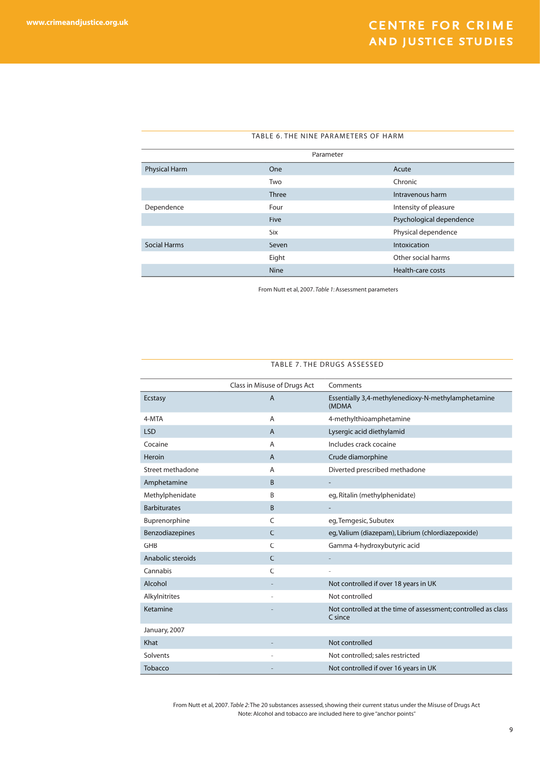TABLE 6. THE NINE PARAMETERS OF HARM

| | Parameter | |
|---|---|---|
| Physical Harm | One | Acute |
| | Two | Chronic |
| | Three | Intravenous harm |
| Dependence | Four | Intensity of pleasure |
| | Five | Psychological dependence |
| | Six | Physical dependence |
| Social Harms | Seven | Intoxication |
| | Eight | Other social harms |
| | Nine | Health-care costs |

From Nutt et al, 2007. *Table 1*: Assessment parameters

TABLE 7. THE DRUGS ASSESSED

| | Class in Misuse of Drugs Act | Comments |
|---|---|---|
| Ecstasy | A | Essentially 3,4-methylenedioxy-N-methylamphetamine (MDMA |
| 4-MTA | A | 4-methylthioamphetamine |
| LSD | A | Lysergic acid diethylamid |
| Cocaine | A | Includes crack cocaine |
| Heroin | A | Crude diamorphine |
| Street methadone | A | Diverted prescribed methadone |
| Amphetamine | B | - |
| Methylphenidate | B | eg, Ritalin (methylphenidate) |
| Barbiturates | B | - |
| Buprenorphine | C | eg, Temgesic, Subutex |
| Benzodiazepines | C | eg, Valium (diazepam), Librium (chlordiazepoxide) |
| GHB | C | Gamma 4-hydroxybutyric acid |
| Anabolic steroids | C | - |
| Cannabis | C | - |
| Alcohol | - | Not controlled if over 18 years in UK |
| Alkylnitrites | - | Not controlled |
| Ketamine | - | Not controlled at the time of assessment; controlled as class C since |
| January, 2007 | | |
| Khat | - | Not controlled |
| Solvents | - | Not controlled; sales restricted |
| Tobacco | - | Not controlled if over 16 years in UK |

From Nutt et al, 2007. *Table 2*: The 20 substances assessed, showing their current status under the Misuse of Drugs Act
Note: Alcohol and tobacco are included here to give "anchor points"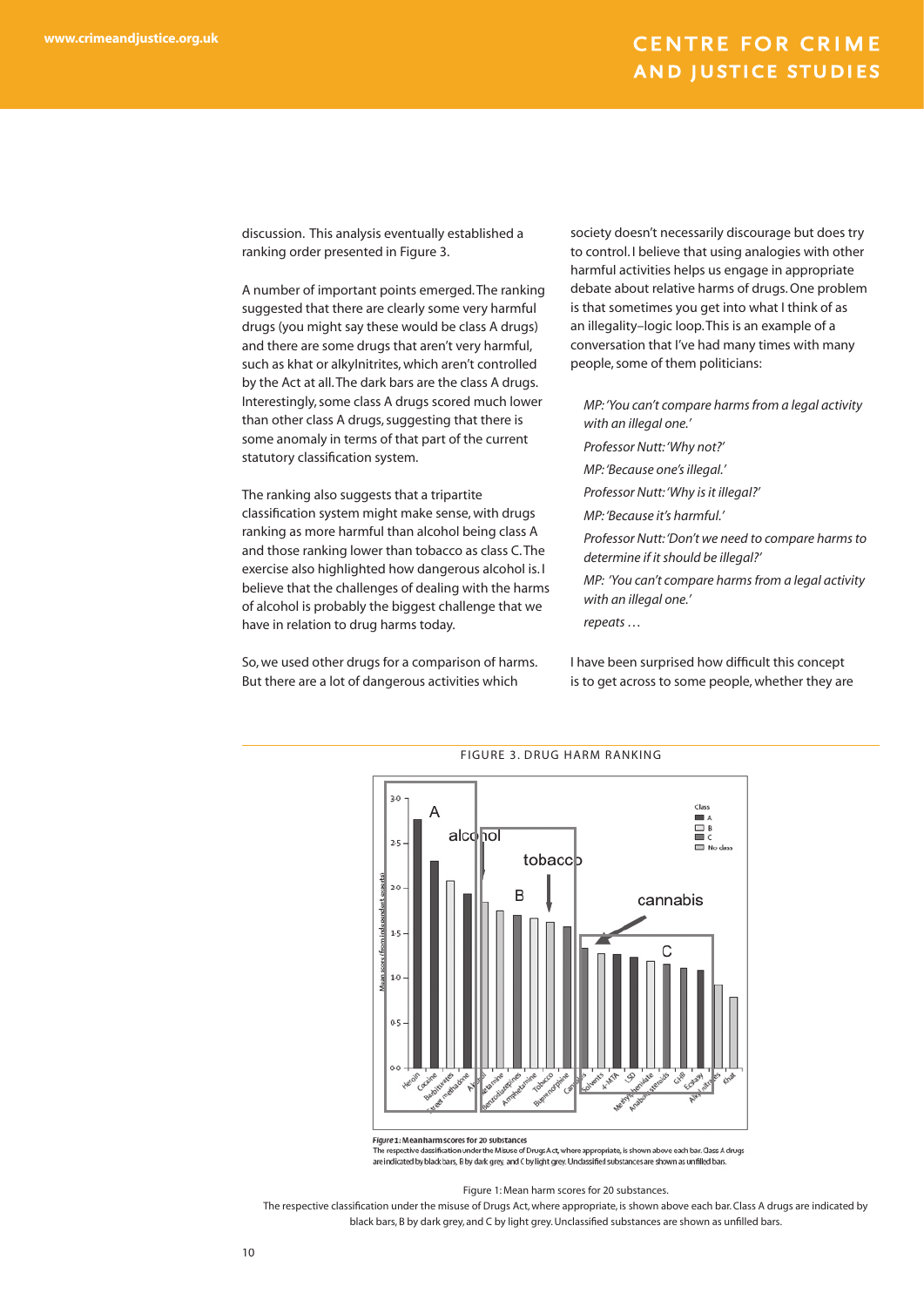discussion. This analysis eventually established a ranking order presented in Figure 3.

A number of important points emerged. The ranking suggested that there are clearly some very harmful drugs (you might say these would be class A drugs) and there are some drugs that aren't very harmful, such as khat or alkylnitrites, which aren't controlled by the Act at all. The dark bars are the class A drugs. Interestingly, some class A drugs scored much lower than other class A drugs, suggesting that there is some anomaly in terms of that part of the current statutory classification system.

The ranking also suggests that a tripartite classification system might make sense, with drugs ranking as more harmful than alcohol being class A and those ranking lower than tobacco as class C. The exercise also highlighted how dangerous alcohol is. I believe that the challenges of dealing with the harms of alcohol is probably the biggest challenge that we have in relation to drug harms today.

So, we used other drugs for a comparison of harms. But there are a lot of dangerous activities which society doesn't necessarily discourage but does try to control. I believe that using analogies with other harmful activities helps us engage in appropriate debate about relative harms of drugs. One problem is that sometimes you get into what I think of as an illegality–logic loop. This is an example of a conversation that I've had many times with many people, some of them politicians:

> *MP: 'You can't compare harms from a legal activity with an illegal one.'*
>
> *Professor Nutt: 'Why not?'*
>
> *MP: 'Because one's illegal.'*
>
> *Professor Nutt: 'Why is it illegal?'*
>
> *MP: 'Because it's harmful.'*
>
> *Professor Nutt: 'Don't we need to compare harms to determine if it should be illegal?'*
>
> *MP: 'You can't compare harms from a legal activity with an illegal one.'*
>
> *repeats …*

I have been surprised how difficult this concept is to get across to some people, whether they are

FIGURE 3. DRUG HARM RANKING

*Figure 1:* Mean harm scores for 20 substances

The respective classification under the Misuse of Drugs Act, where appropriate, is shown above each bar. Class A drugs are indicated by black bars, B by dark grey, and C by light grey. Unclassified substances are shown as unfilled bars.

Figure 1: Mean harm scores for 20 substances.

The respective classification under the misuse of Drugs Act, where appropriate, is shown above each bar. Class A drugs are indicated by black bars, B by dark grey, and C by light grey. Unclassified substances are shown as unfilled bars.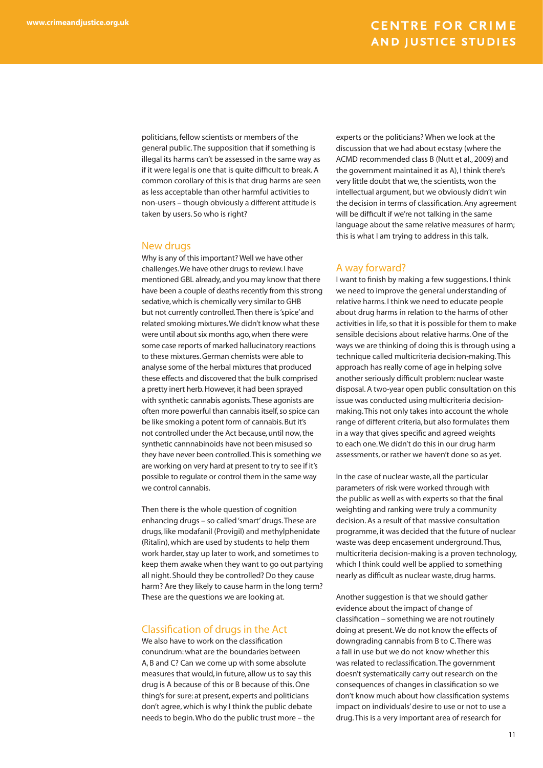politicians, fellow scientists or members of the general public. The supposition that if something is illegal its harms can't be assessed in the same way as if it were legal is one that is quite difficult to break. A common corollary of this is that drug harms are seen as less acceptable than other harmful activities to non-users – though obviously a different attitude is taken by users. So who is right?

## New drugs

Why is any of this important? Well we have other challenges. We have other drugs to review. I have mentioned GBL already, and you may know that there have been a couple of deaths recently from this strong sedative, which is chemically very similar to GHB but not currently controlled. Then there is 'spice' and related smoking mixtures. We didn't know what these were until about six months ago, when there were some case reports of marked hallucinatory reactions to these mixtures. German chemists were able to analyse some of the herbal mixtures that produced these effects and discovered that the bulk comprised a pretty inert herb. However, it had been sprayed with synthetic cannabis agonists. These agonists are often more powerful than cannabis itself, so spice can be like smoking a potent form of cannabis. But it's not controlled under the Act because, until now, the synthetic cannnabinoids have not been misused so they have never been controlled. This is something we are working on very hard at present to try to see if it's possible to regulate or control them in the same way we control cannabis.

Then there is the whole question of cognition enhancing drugs – so called 'smart' drugs. These are drugs, like modafanil (Provigil) and methylphenidate (Ritalin), which are used by students to help them work harder, stay up later to work, and sometimes to keep them awake when they want to go out partying all night. Should they be controlled? Do they cause harm? Are they likely to cause harm in the long term? These are the questions we are looking at.

## Classification of drugs in the Act

We also have to work on the classification conundrum: what are the boundaries between A, B and C? Can we come up with some absolute measures that would, in future, allow us to say this drug is A because of this or B because of this. One thing's for sure: at present, experts and politicians don't agree, which is why I think the public debate needs to begin. Who do the public trust more – the experts or the politicians? When we look at the discussion that we had about ecstasy (where the ACMD recommended class B (Nutt et al., 2009) and the government maintained it as A), I think there's very little doubt that we, the scientists, won the intellectual argument, but we obviously didn't win the decision in terms of classification. Any agreement will be difficult if we're not talking in the same language about the same relative measures of harm; this is what I am trying to address in this talk.

## A way forward?

I want to finish by making a few suggestions. I think we need to improve the general understanding of relative harms. I think we need to educate people about drug harms in relation to the harms of other activities in life, so that it is possible for them to make sensible decisions about relative harms. One of the ways we are thinking of doing this is through using a technique called multicriteria decision-making. This approach has really come of age in helping solve another seriously difficult problem: nuclear waste disposal. A two-year open public consultation on this issue was conducted using multicriteria decision-making. This not only takes into account the whole range of different criteria, but also formulates them in a way that gives specific and agreed weights to each one. We didn't do this in our drug harm assessments, or rather we haven't done so as yet.

In the case of nuclear waste, all the particular parameters of risk were worked through with the public as well as with experts so that the final weighting and ranking were truly a community decision. As a result of that massive consultation programme, it was decided that the future of nuclear waste was deep encasement underground. Thus, multicriteria decision-making is a proven technology, which I think could well be applied to something nearly as difficult as nuclear waste, drug harms.

Another suggestion is that we should gather evidence about the impact of change of classification – something we are not routinely doing at present. We do not know the effects of downgrading cannabis from B to C. There was a fall in use but we do not know whether this was related to reclassification. The government doesn't systematically carry out research on the consequences of changes in classification so we don't know much about how classification systems impact on individuals' desire to use or not to use a drug. This is a very important area of research for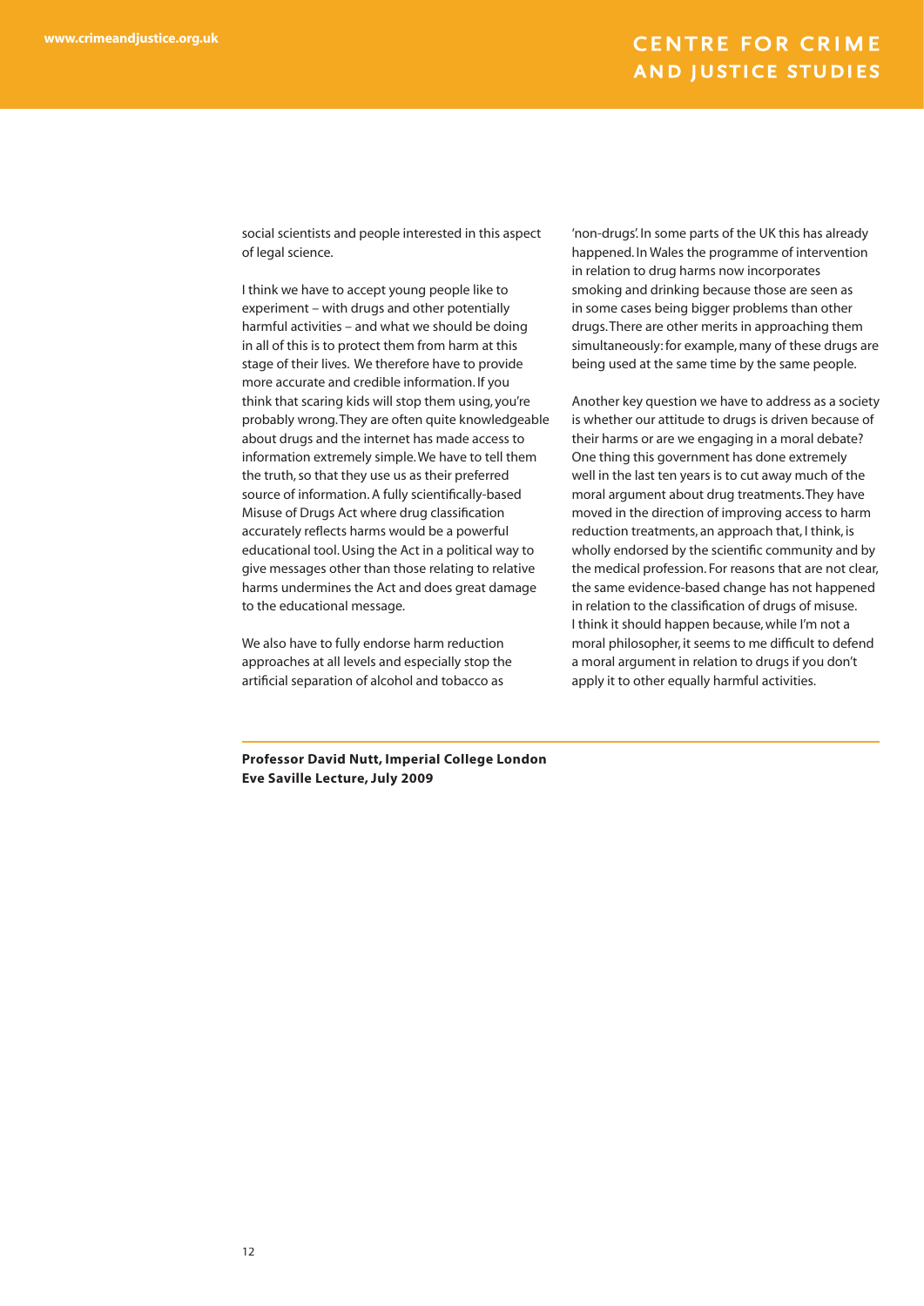social scientists and people interested in this aspect of legal science.

I think we have to accept young people like to experiment – with drugs and other potentially harmful activities – and what we should be doing in all of this is to protect them from harm at this stage of their lives. We therefore have to provide more accurate and credible information. If you think that scaring kids will stop them using, you're probably wrong. They are often quite knowledgeable about drugs and the internet has made access to information extremely simple. We have to tell them the truth, so that they use us as their preferred source of information. A fully scientifically-based Misuse of Drugs Act where drug classification accurately reflects harms would be a powerful educational tool. Using the Act in a political way to give messages other than those relating to relative harms undermines the Act and does great damage to the educational message.

We also have to fully endorse harm reduction approaches at all levels and especially stop the artificial separation of alcohol and tobacco as 'non-drugs'. In some parts of the UK this has already happened. In Wales the programme of intervention in relation to drug harms now incorporates smoking and drinking because those are seen as in some cases being bigger problems than other drugs. There are other merits in approaching them simultaneously: for example, many of these drugs are being used at the same time by the same people.

Another key question we have to address as a society is whether our attitude to drugs is driven because of their harms or are we engaging in a moral debate? One thing this government has done extremely well in the last ten years is to cut away much of the moral argument about drug treatments. They have moved in the direction of improving access to harm reduction treatments, an approach that, I think, is wholly endorsed by the scientific community and by the medical profession. For reasons that are not clear, the same evidence-based change has not happened in relation to the classification of drugs of misuse. I think it should happen because, while I'm not a moral philosopher, it seems to me difficult to defend a moral argument in relation to drugs if you don't apply it to other equally harmful activities.

**Professor David Nutt, Imperial College London**
**Eve Saville Lecture, July 2009**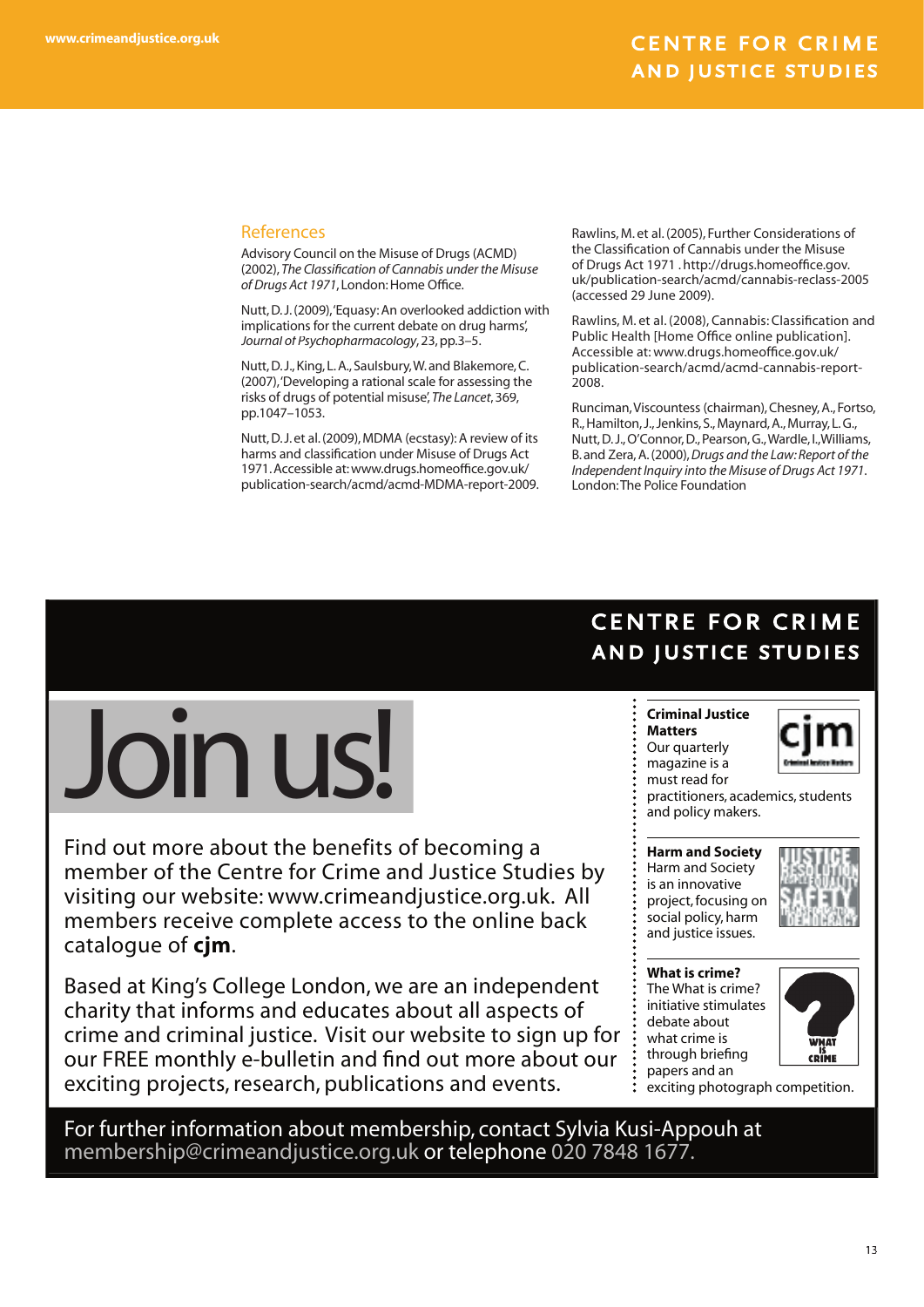## References

Advisory Council on the Misuse of Drugs (ACMD) (2002), *The Classification of Cannabis under the Misuse of Drugs Act 1971*, London: Home Office.

Nutt, D. J. (2009), 'Equasy: An overlooked addiction with implications for the current debate on drug harms', *Journal of Psychopharmacology*, 23, pp.3–5.

Nutt, D. J., King, L. A., Saulsbury, W. and Blakemore, C. (2007), 'Developing a rational scale for assessing the risks of drugs of potential misuse', *The Lancet*, 369, pp.1047–1053.

Nutt, D. J. et al. (2009), MDMA (ecstasy): A review of its harms and classification under Misuse of Drugs Act 1971. Accessible at: www.drugs.homeoffice.gov.uk/publication-search/acmd/acmd-MDMA-report-2009.

Rawlins, M. et al. (2005), Further Considerations of the Classification of Cannabis under the Misuse of Drugs Act 1971 . http://drugs.homeoffice.gov.uk/publication-search/acmd/cannabis-reclass-2005 (accessed 29 June 2009).

Rawlins, M. et al. (2008), Cannabis: Classification and Public Health [Home Office online publication]. Accessible at: www.drugs.homeoffice.gov.uk/publication-search/acmd/acmd-cannabis-report-2008.

Runciman, Viscountess (chairman), Chesney, A., Fortso, R., Hamilton, J., Jenkins, S., Maynard, A., Murray, L. G., Nutt, D. J., O'Connor, D., Pearson, G., Wardle, I., Williams, B. and Zera, A. (2000), *Drugs and the Law: Report of the Independent Inquiry into the Misuse of Drugs Act 1971*. London: The Police Foundation

**CENTRE FOR CRIME AND JUSTICE STUDIES**

# Join us!

Find out more about the benefits of becoming a member of the Centre for Crime and Justice Studies by visiting our website: www.crimeandjustice.org.uk. All members receive complete access to the online back catalogue of **cjm**.

Based at King's College London, we are an independent charity that informs and educates about all aspects of crime and criminal justice. Visit our website to sign up for our FREE monthly e-bulletin and find out more about our exciting projects, research, publications and events.

**Criminal Justice Matters**
Our quarterly magazine is a must read for practitioners, academics, students and policy makers.

**Harm and Society**
Harm and Society is an innovative project, focusing on social policy, harm and justice issues.

**What is crime?**
The What is crime? initiative stimulates debate about what crime is through briefing papers and an exciting photograph competition.

For further information about membership, contact Sylvia Kusi-Appouh at membership@crimeandjustice.org.uk or telephone 020 7848 1677.